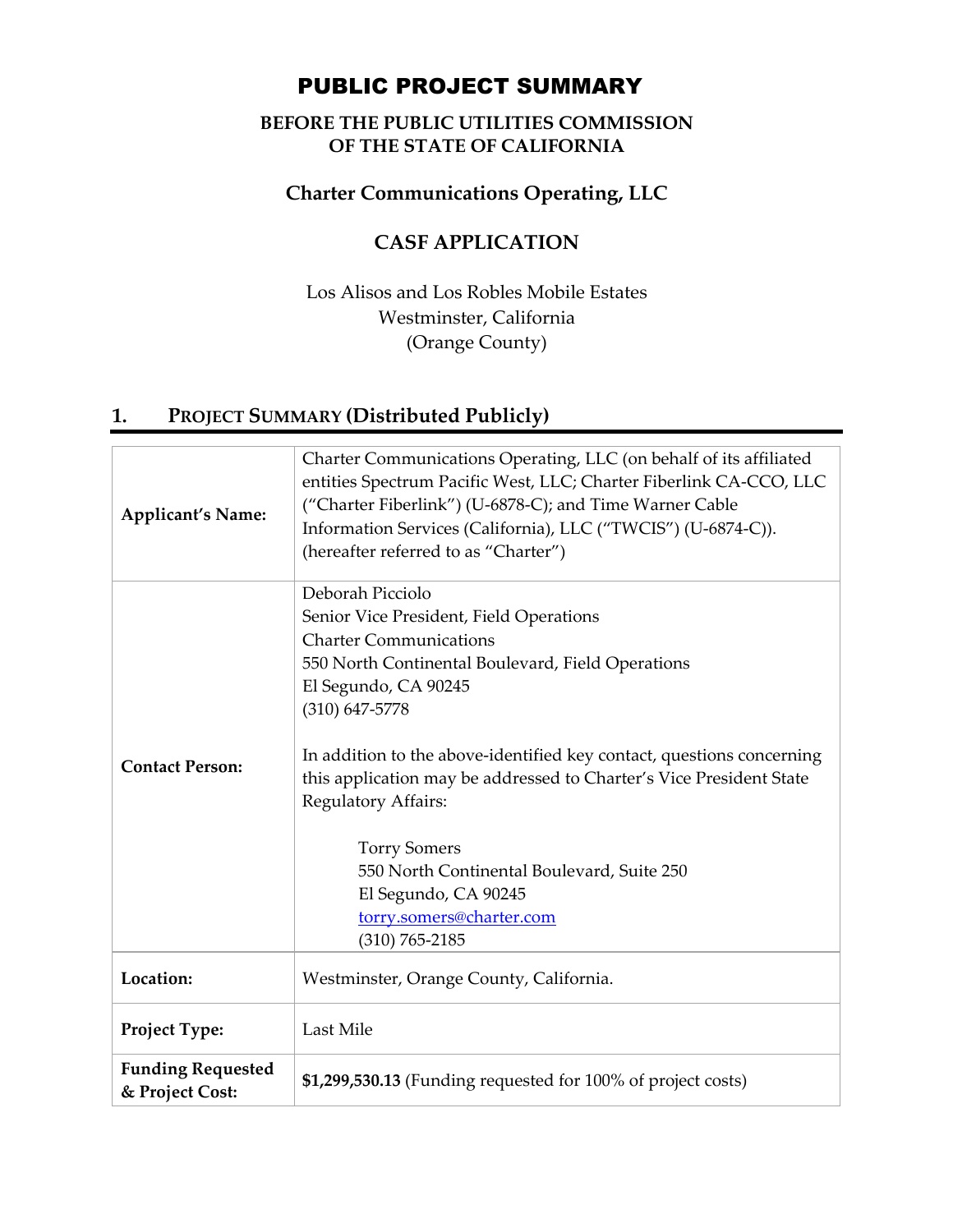# PUBLIC PROJECT SUMMARY

**BEFORE THE PUBLIC UTILITIES COMMISSION OF THE STATE OF CALIFORNIA**

## Charter Communications Operating, LLC

## CASF APPLICATION

Los Alisos and Los Robles Mobile Estates
Westminster, California
(Orange County)

## 1. PROJECT SUMMARY (Distributed Publicly)

| | |
|---|---|
| **Applicant's Name:** | Charter Communications Operating, LLC (on behalf of its affiliated entities Spectrum Pacific West, LLC; Charter Fiberlink CA-CCO, LLC ("Charter Fiberlink") (U-6878-C); and Time Warner Cable Information Services (California), LLC ("TWCIS") (U-6874-C)). (hereafter referred to as "Charter") |
| **Contact Person:** | Deborah Picciolo<br>Senior Vice President, Field Operations<br>Charter Communications<br>550 North Continental Boulevard, Field Operations<br>El Segundo, CA 90245<br>(310) 647-5778<br><br>In addition to the above-identified key contact, questions concerning this application may be addressed to Charter's Vice President State Regulatory Affairs:<br><br>Torry Somers<br>550 North Continental Boulevard, Suite 250<br>El Segundo, CA 90245<br>torry.somers@charter.com<br>(310) 765-2185 |
| **Location:** | Westminster, Orange County, California. |
| **Project Type:** | Last Mile |
| **Funding Requested & Project Cost:** | **$1,299,530.13** (Funding requested for 100% of project costs) |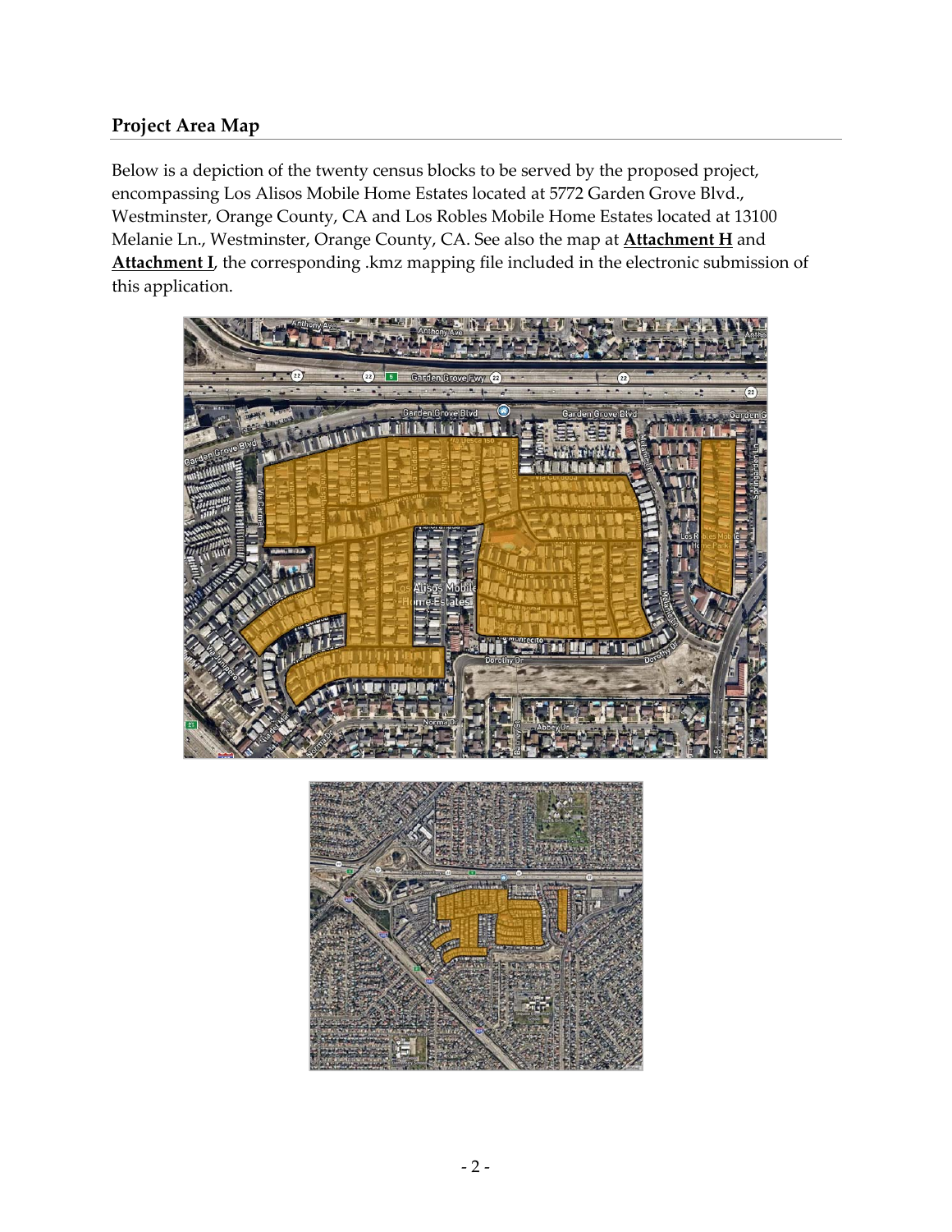## Project Area Map

Below is a depiction of the twenty census blocks to be served by the proposed project, encompassing Los Alisos Mobile Home Estates located at 5772 Garden Grove Blvd., Westminster, Orange County, CA and Los Robles Mobile Home Estates located at 13100 Melanie Ln., Westminster, Orange County, CA. See also the map at **Attachment H** and **Attachment I**, the corresponding .kmz mapping file included in the electronic submission of this application.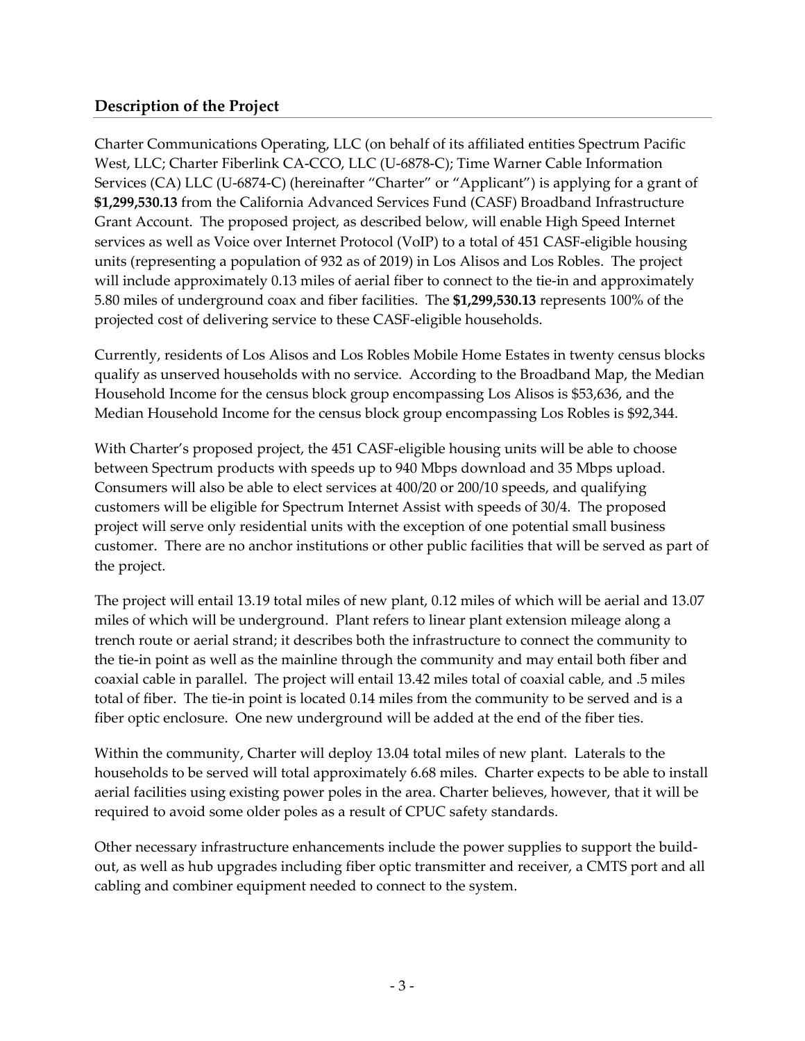## Description of the Project

Charter Communications Operating, LLC (on behalf of its affiliated entities Spectrum Pacific West, LLC; Charter Fiberlink CA-CCO, LLC (U-6878-C); Time Warner Cable Information Services (CA) LLC (U-6874-C) (hereinafter "Charter" or "Applicant") is applying for a grant of **$1,299,530.13** from the California Advanced Services Fund (CASF) Broadband Infrastructure Grant Account. The proposed project, as described below, will enable High Speed Internet services as well as Voice over Internet Protocol (VoIP) to a total of 451 CASF-eligible housing units (representing a population of 932 as of 2019) in Los Alisos and Los Robles. The project will include approximately 0.13 miles of aerial fiber to connect to the tie-in and approximately 5.80 miles of underground coax and fiber facilities. The **$1,299,530.13** represents 100% of the projected cost of delivering service to these CASF-eligible households.

Currently, residents of Los Alisos and Los Robles Mobile Home Estates in twenty census blocks qualify as unserved households with no service. According to the Broadband Map, the Median Household Income for the census block group encompassing Los Alisos is $53,636, and the Median Household Income for the census block group encompassing Los Robles is $92,344.

With Charter's proposed project, the 451 CASF-eligible housing units will be able to choose between Spectrum products with speeds up to 940 Mbps download and 35 Mbps upload. Consumers will also be able to elect services at 400/20 or 200/10 speeds, and qualifying customers will be eligible for Spectrum Internet Assist with speeds of 30/4. The proposed project will serve only residential units with the exception of one potential small business customer. There are no anchor institutions or other public facilities that will be served as part of the project.

The project will entail 13.19 total miles of new plant, 0.12 miles of which will be aerial and 13.07 miles of which will be underground. Plant refers to linear plant extension mileage along a trench route or aerial strand; it describes both the infrastructure to connect the community to the tie-in point as well as the mainline through the community and may entail both fiber and coaxial cable in parallel. The project will entail 13.42 miles total of coaxial cable, and .5 miles total of fiber. The tie-in point is located 0.14 miles from the community to be served and is a fiber optic enclosure. One new underground will be added at the end of the fiber ties.

Within the community, Charter will deploy 13.04 total miles of new plant. Laterals to the households to be served will total approximately 6.68 miles. Charter expects to be able to install aerial facilities using existing power poles in the area. Charter believes, however, that it will be required to avoid some older poles as a result of CPUC safety standards.

Other necessary infrastructure enhancements include the power supplies to support the build-out, as well as hub upgrades including fiber optic transmitter and receiver, a CMTS port and all cabling and combiner equipment needed to connect to the system.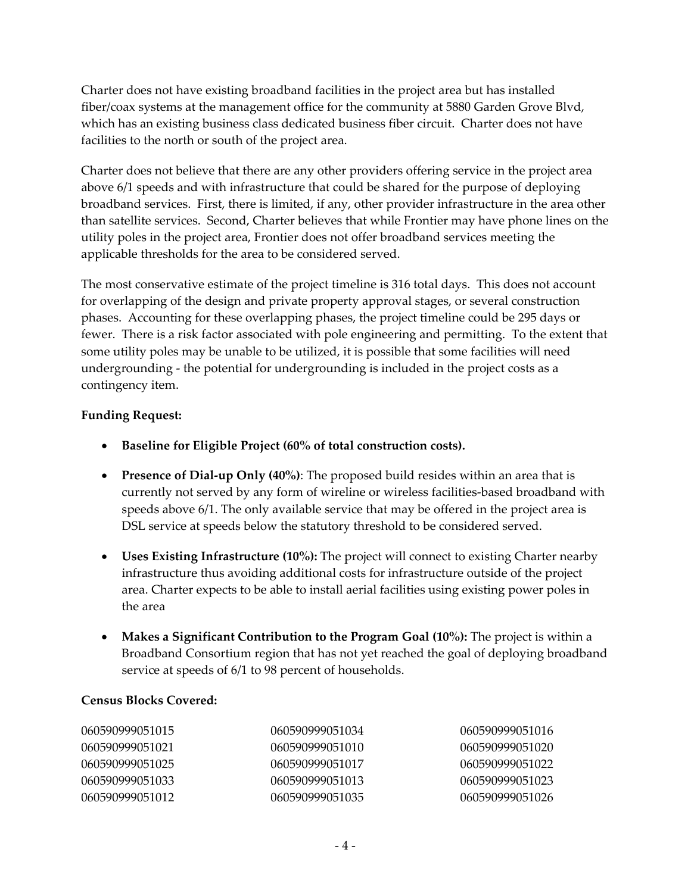Charter does not have existing broadband facilities in the project area but has installed fiber/coax systems at the management office for the community at 5880 Garden Grove Blvd, which has an existing business class dedicated business fiber circuit. Charter does not have facilities to the north or south of the project area.

Charter does not believe that there are any other providers offering service in the project area above 6/1 speeds and with infrastructure that could be shared for the purpose of deploying broadband services. First, there is limited, if any, other provider infrastructure in the area other than satellite services. Second, Charter believes that while Frontier may have phone lines on the utility poles in the project area, Frontier does not offer broadband services meeting the applicable thresholds for the area to be considered served.

The most conservative estimate of the project timeline is 316 total days. This does not account for overlapping of the design and private property approval stages, or several construction phases. Accounting for these overlapping phases, the project timeline could be 295 days or fewer. There is a risk factor associated with pole engineering and permitting. To the extent that some utility poles may be unable to be utilized, it is possible that some facilities will need undergrounding - the potential for undergrounding is included in the project costs as a contingency item.

**Funding Request:**

- **Baseline for Eligible Project (60% of total construction costs).**
- **Presence of Dial-up Only (40%)**: The proposed build resides within an area that is currently not served by any form of wireline or wireless facilities-based broadband with speeds above 6/1. The only available service that may be offered in the project area is DSL service at speeds below the statutory threshold to be considered served.
- **Uses Existing Infrastructure (10%):** The project will connect to existing Charter nearby infrastructure thus avoiding additional costs for infrastructure outside of the project area. Charter expects to be able to install aerial facilities using existing power poles in the area
- **Makes a Significant Contribution to the Program Goal (10%):** The project is within a Broadband Consortium region that has not yet reached the goal of deploying broadband service at speeds of 6/1 to 98 percent of households.

**Census Blocks Covered:**

| | | |
|---|---|---|
| 060590999051015 | 060590999051034 | 060590999051016 |
| 060590999051021 | 060590999051010 | 060590999051020 |
| 060590999051025 | 060590999051017 | 060590999051022 |
| 060590999051033 | 060590999051013 | 060590999051023 |
| 060590999051012 | 060590999051035 | 060590999051026 |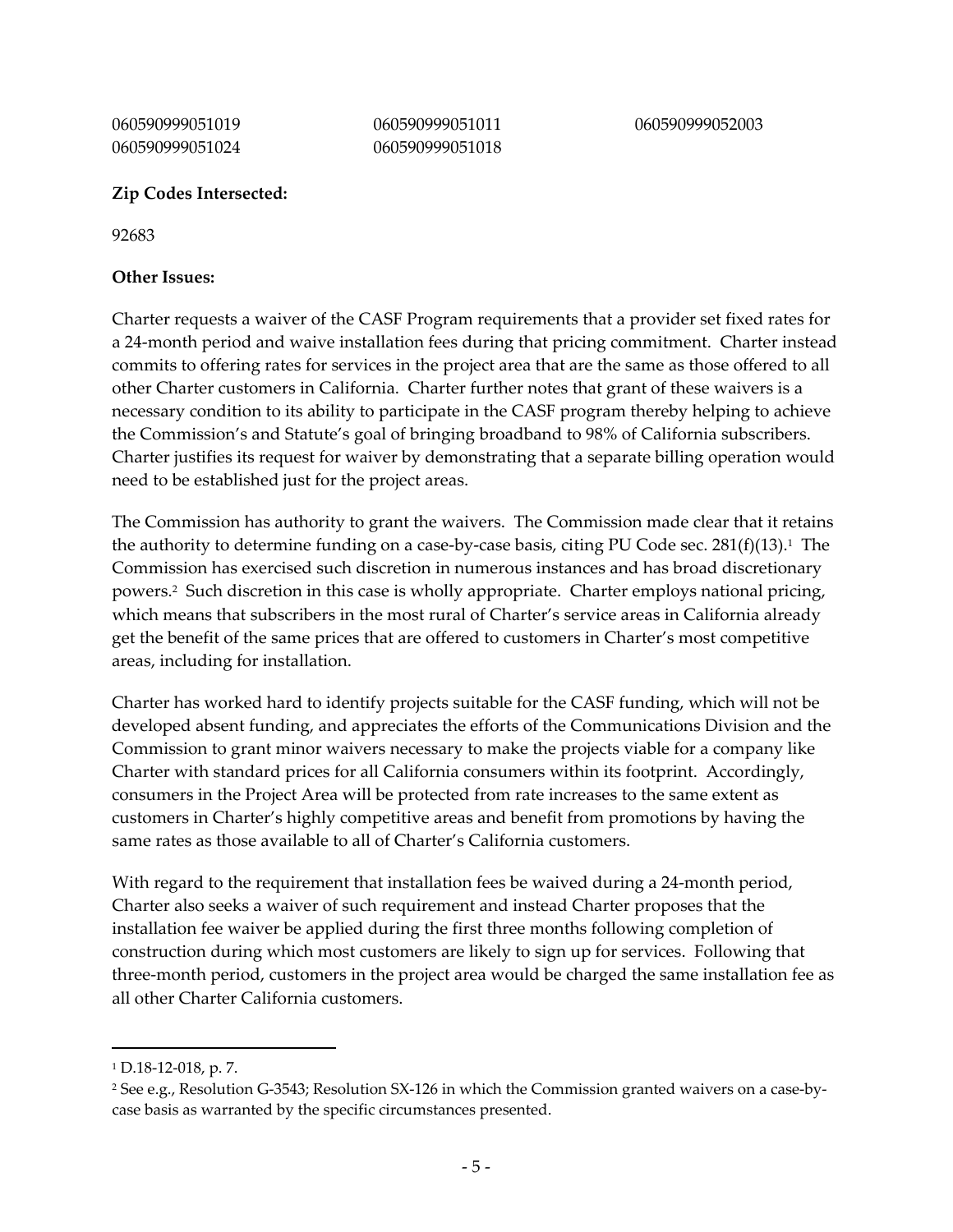| | | |
|---|---|---|
| 060590999051019 | 060590999051011 | 060590999052003 |
| 060590999051024 | 060590999051018 | |

**Zip Codes Intersected:**

92683

**Other Issues:**

Charter requests a waiver of the CASF Program requirements that a provider set fixed rates for a 24-month period and waive installation fees during that pricing commitment. Charter instead commits to offering rates for services in the project area that are the same as those offered to all other Charter customers in California. Charter further notes that grant of these waivers is a necessary condition to its ability to participate in the CASF program thereby helping to achieve the Commission's and Statute's goal of bringing broadband to 98% of California subscribers. Charter justifies its request for waiver by demonstrating that a separate billing operation would need to be established just for the project areas.

The Commission has authority to grant the waivers. The Commission made clear that it retains the authority to determine funding on a case-by-case basis, citing PU Code sec. 281(f)(13).[1] The Commission has exercised such discretion in numerous instances and has broad discretionary powers.[2] Such discretion in this case is wholly appropriate. Charter employs national pricing, which means that subscribers in the most rural of Charter's service areas in California already get the benefit of the same prices that are offered to customers in Charter's most competitive areas, including for installation.

Charter has worked hard to identify projects suitable for the CASF funding, which will not be developed absent funding, and appreciates the efforts of the Communications Division and the Commission to grant minor waivers necessary to make the projects viable for a company like Charter with standard prices for all California consumers within its footprint. Accordingly, consumers in the Project Area will be protected from rate increases to the same extent as customers in Charter's highly competitive areas and benefit from promotions by having the same rates as those available to all of Charter's California customers.

With regard to the requirement that installation fees be waived during a 24-month period, Charter also seeks a waiver of such requirement and instead Charter proposes that the installation fee waiver be applied during the first three months following completion of construction during which most customers are likely to sign up for services. Following that three-month period, customers in the project area would be charged the same installation fee as all other Charter California customers.

---

[1] D.18-12-018, p. 7.

[2] See e.g., Resolution G-3543; Resolution SX-126 in which the Commission granted waivers on a case-by-case basis as warranted by the specific circumstances presented.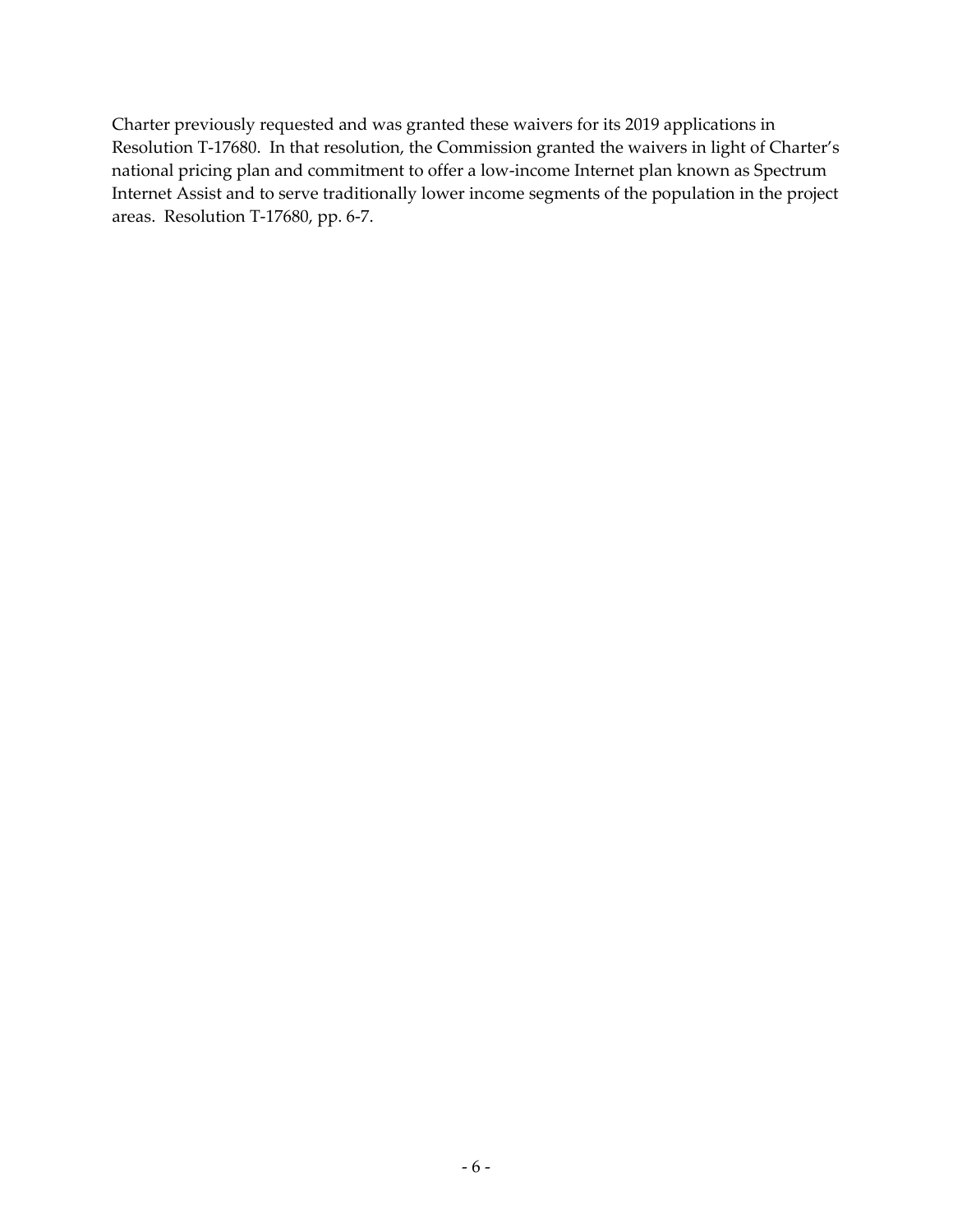Charter previously requested and was granted these waivers for its 2019 applications in Resolution T-17680. In that resolution, the Commission granted the waivers in light of Charter's national pricing plan and commitment to offer a low-income Internet plan known as Spectrum Internet Assist and to serve traditionally lower income segments of the population in the project areas. Resolution T-17680, pp. 6-7.